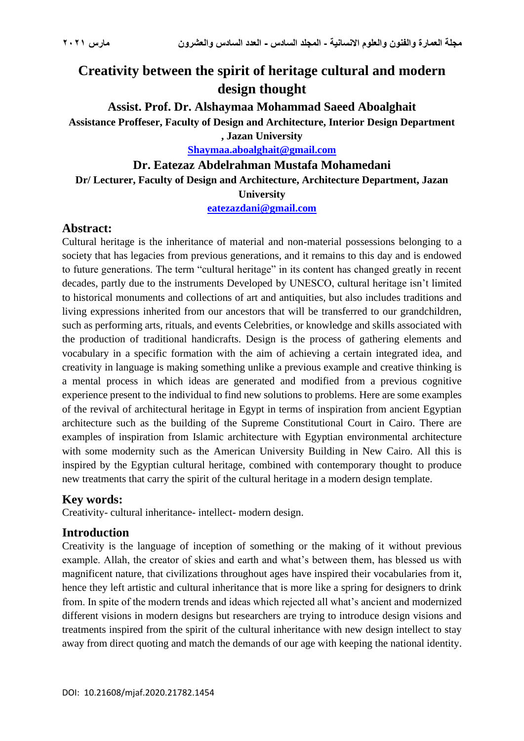# Creativity between the spirit of heritage cultural and modern design thought

**Assist. Prof. Dr. Alshaymaa Mohammad Saeed Aboalghait**

**Assistance Proffeser, Faculty of Design and Architecture, Interior Design Department , Jazan University**

Shaymaa.aboalghait@gmail.com

**Dr. Eatezaz Abdelrahman Mustafa Mohamedani**

**Dr/ Lecturer, Faculty of Design and Architecture, Architecture Department, Jazan University**

eatezazdani@gmail.com

## Abstract:

Cultural heritage is the inheritance of material and non-material possessions belonging to a society that has legacies from previous generations, and it remains to this day and is endowed to future generations. The term "cultural heritage" in its content has changed greatly in recent decades, partly due to the instruments Developed by UNESCO, cultural heritage isn't limited to historical monuments and collections of art and antiquities, but also includes traditions and living expressions inherited from our ancestors that will be transferred to our grandchildren, such as performing arts, rituals, and events Celebrities, or knowledge and skills associated with the production of traditional handicrafts. Design is the process of gathering elements and vocabulary in a specific formation with the aim of achieving a certain integrated idea, and creativity in language is making something unlike a previous example and creative thinking is a mental process in which ideas are generated and modified from a previous cognitive experience present to the individual to find new solutions to problems. Here are some examples of the revival of architectural heritage in Egypt in terms of inspiration from ancient Egyptian architecture such as the building of the Supreme Constitutional Court in Cairo. There are examples of inspiration from Islamic architecture with Egyptian environmental architecture with some modernity such as the American University Building in New Cairo. All this is inspired by the Egyptian cultural heritage, combined with contemporary thought to produce new treatments that carry the spirit of the cultural heritage in a modern design template.

## Key words:

Creativity- cultural inheritance- intellect- modern design.

## Introduction

Creativity is the language of inception of something or the making of it without previous example. Allah, the creator of skies and earth and what's between them, has blessed us with magnificent nature, that civilizations throughout ages have inspired their vocabularies from it, hence they left artistic and cultural inheritance that is more like a spring for designers to drink from. In spite of the modern trends and ideas which rejected all what's ancient and modernized different visions in modern designs but researchers are trying to introduce design visions and treatments inspired from the spirit of the cultural inheritance with new design intellect to stay away from direct quoting and match the demands of our age with keeping the national identity.

DOI: 10.21608/mjaf.2020.21782.1454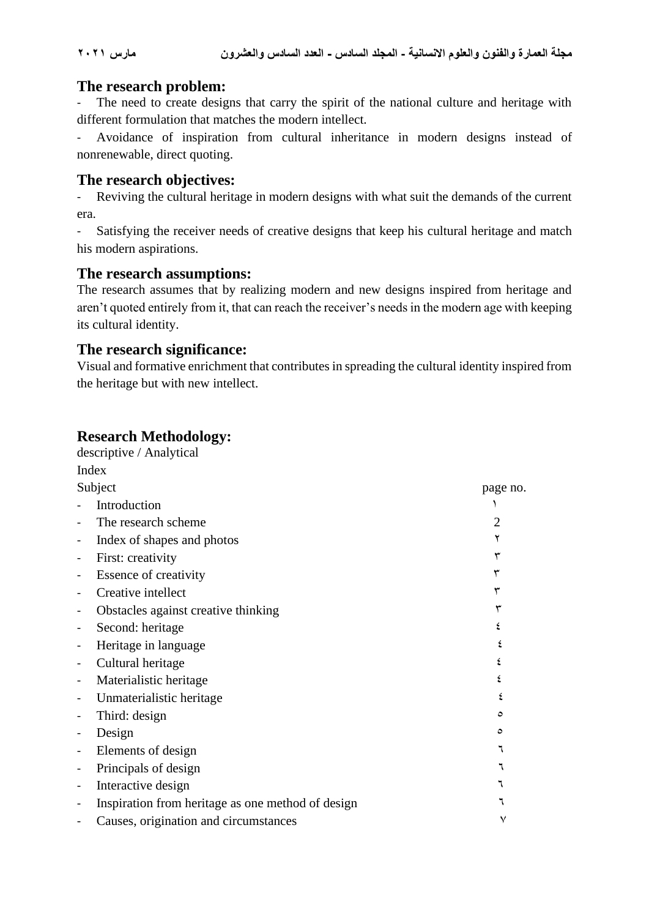## The research problem:

- The need to create designs that carry the spirit of the national culture and heritage with different formulation that matches the modern intellect.
- Avoidance of inspiration from cultural inheritance in modern designs instead of nonrenewable, direct quoting.

## The research objectives:

- Reviving the cultural heritage in modern designs with what suit the demands of the current era.
- Satisfying the receiver needs of creative designs that keep his cultural heritage and match his modern aspirations.

## The research assumptions:

The research assumes that by realizing modern and new designs inspired from heritage and aren't quoted entirely from it, that can reach the receiver's needs in the modern age with keeping its cultural identity.

## The research significance:

Visual and formative enrichment that contributes in spreading the cultural identity inspired from the heritage but with new intellect.

## Research Methodology:

descriptive / Analytical

Index

| Subject | page no. |
| --- | --- |
| - Introduction | ١ |
| - The research scheme | 2 |
| - Index of shapes and photos | ٢ |
| - First: creativity | ٣ |
| - Essence of creativity | ٣ |
| - Creative intellect | ٣ |
| - Obstacles against creative thinking | ٣ |
| - Second: heritage | ٤ |
| - Heritage in language | ٤ |
| - Cultural heritage | ٤ |
| - Materialistic heritage | ٤ |
| - Unmaterialistic heritage | ٤ |
| - Third: design | ٥ |
| - Design | ٥ |
| - Elements of design | ٦ |
| - Principals of design | ٦ |
| - Interactive design | ٦ |
| - Inspiration from heritage as one method of design | ٦ |
| - Causes, origination and circumstances | ٧ |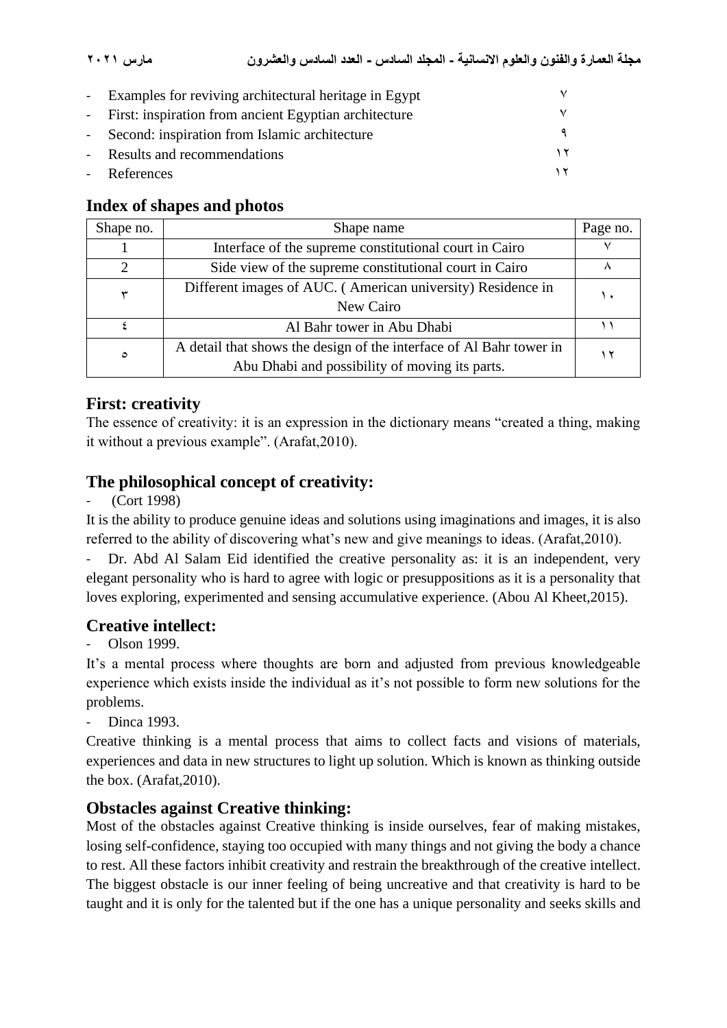- Examples for reviving architectural heritage in Egypt ٧
- First: inspiration from ancient Egyptian architecture ٧
- Second: inspiration from Islamic architecture ٩
- Results and recommendations ١٢
- References ١٢

## Index of shapes and photos

| Shape no. | Shape name | Page no. |
|---|---|---|
| 1 | Interface of the supreme constitutional court in Cairo | ٧ |
| 2 | Side view of the supreme constitutional court in Cairo | ٨ |
| ٣ | Different images of AUC. ( American university) Residence in New Cairo | ١٠ |
| ٤ | Al Bahr tower in Abu Dhabi | ١١ |
| ٥ | A detail that shows the design of the interface of Al Bahr tower in Abu Dhabi and possibility of moving its parts. | ١٢ |

## First: creativity

The essence of creativity: it is an expression in the dictionary means "created a thing, making it without a previous example". (Arafat,2010).

## The philosophical concept of creativity:

- (Cort 1998)

It is the ability to produce genuine ideas and solutions using imaginations and images, it is also referred to the ability of discovering what's new and give meanings to ideas. (Arafat,2010).

- Dr. Abd Al Salam Eid identified the creative personality as: it is an independent, very elegant personality who is hard to agree with logic or presuppositions as it is a personality that loves exploring, experimented and sensing accumulative experience. (Abou Al Kheet,2015).

## Creative intellect:

- Olson 1999.

It's a mental process where thoughts are born and adjusted from previous knowledgeable experience which exists inside the individual as it's not possible to form new solutions for the problems.

- Dinca 1993.

Creative thinking is a mental process that aims to collect facts and visions of materials, experiences and data in new structures to light up solution. Which is known as thinking outside the box. (Arafat,2010).

## Obstacles against Creative thinking:

Most of the obstacles against Creative thinking is inside ourselves, fear of making mistakes, losing self-confidence, staying too occupied with many things and not giving the body a chance to rest. All these factors inhibit creativity and restrain the breakthrough of the creative intellect. The biggest obstacle is our inner feeling of being uncreative and that creativity is hard to be taught and it is only for the talented but if the one has a unique personality and seeks skills and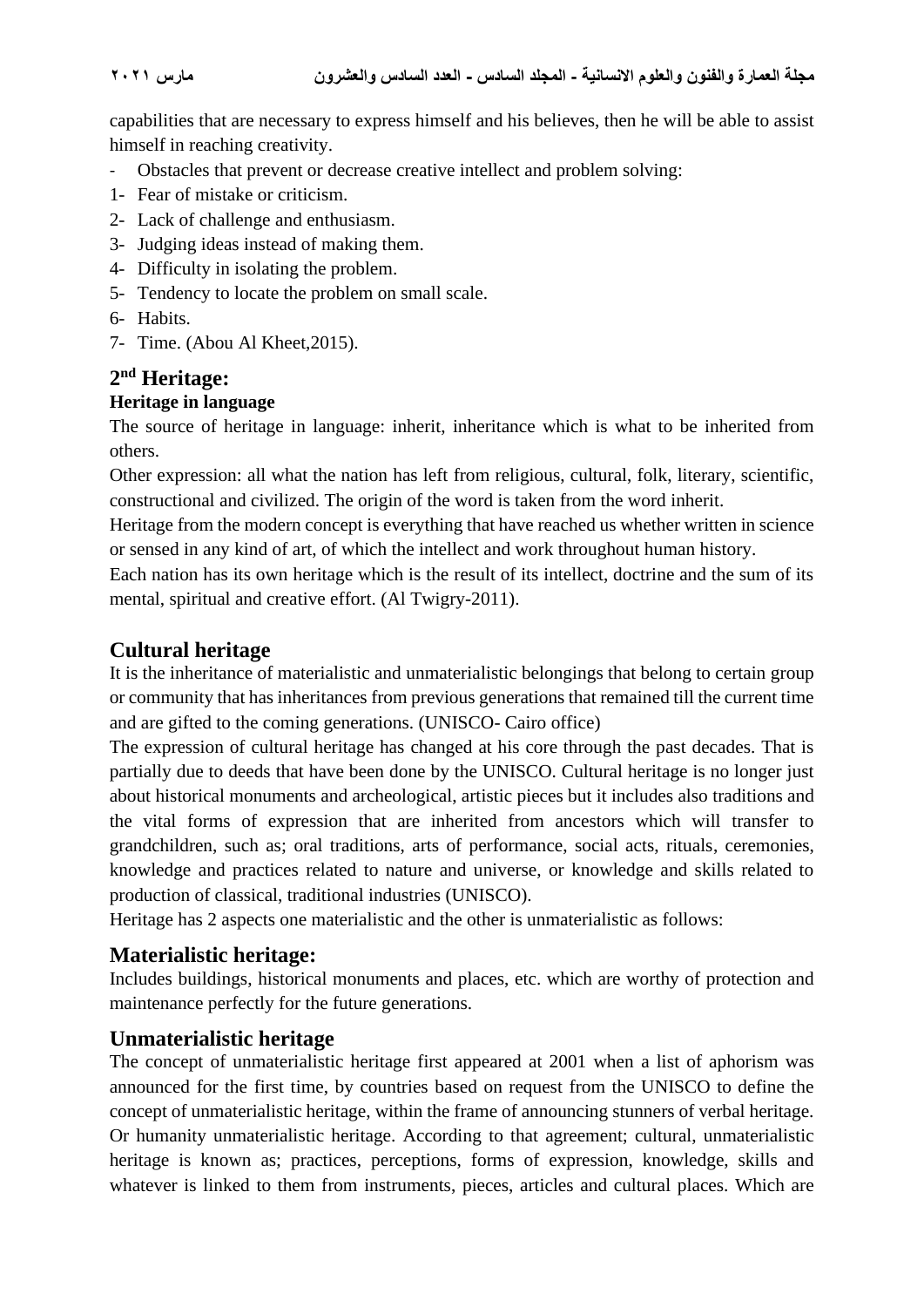capabilities that are necessary to express himself and his believes, then he will be able to assist himself in reaching creativity.

- Obstacles that prevent or decrease creative intellect and problem solving:

1- Fear of mistake or criticism.
2- Lack of challenge and enthusiasm.
3- Judging ideas instead of making them.
4- Difficulty in isolating the problem.
5- Tendency to locate the problem on small scale.
6- Habits.
7- Time. (Abou Al Kheet,2015).

## 2nd Heritage:

### Heritage in language

The source of heritage in language: inherit, inheritance which is what to be inherited from others.

Other expression: all what the nation has left from religious, cultural, folk, literary, scientific, constructional and civilized. The origin of the word is taken from the word inherit.

Heritage from the modern concept is everything that have reached us whether written in science or sensed in any kind of art, of which the intellect and work throughout human history.

Each nation has its own heritage which is the result of its intellect, doctrine and the sum of its mental, spiritual and creative effort. (Al Twigry-2011).

## Cultural heritage

It is the inheritance of materialistic and unmaterialistic belongings that belong to certain group or community that has inheritances from previous generations that remained till the current time and are gifted to the coming generations. (UNISCO- Cairo office)

The expression of cultural heritage has changed at his core through the past decades. That is partially due to deeds that have been done by the UNISCO. Cultural heritage is no longer just about historical monuments and archeological, artistic pieces but it includes also traditions and the vital forms of expression that are inherited from ancestors which will transfer to grandchildren, such as; oral traditions, arts of performance, social acts, rituals, ceremonies, knowledge and practices related to nature and universe, or knowledge and skills related to production of classical, traditional industries (UNISCO).

Heritage has 2 aspects one materialistic and the other is unmaterialistic as follows:

## Materialistic heritage:

Includes buildings, historical monuments and places, etc. which are worthy of protection and maintenance perfectly for the future generations.

## Unmaterialistic heritage

The concept of unmaterialistic heritage first appeared at 2001 when a list of aphorism was announced for the first time, by countries based on request from the UNISCO to define the concept of unmaterialistic heritage, within the frame of announcing stunners of verbal heritage. Or humanity unmaterialistic heritage. According to that agreement; cultural, unmaterialistic heritage is known as; practices, perceptions, forms of expression, knowledge, skills and whatever is linked to them from instruments, pieces, articles and cultural places. Which are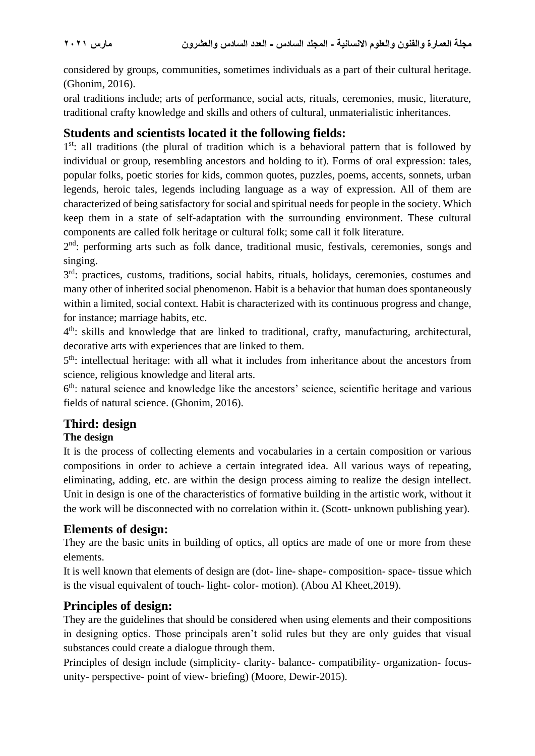considered by groups, communities, sometimes individuals as a part of their cultural heritage. (Ghonim, 2016).

oral traditions include; arts of performance, social acts, rituals, ceremonies, music, literature, traditional crafty knowledge and skills and others of cultural, unmaterialistic inheritances.

## Students and scientists located it the following fields:

1st: all traditions (the plural of tradition which is a behavioral pattern that is followed by individual or group, resembling ancestors and holding to it). Forms of oral expression: tales, popular folks, poetic stories for kids, common quotes, puzzles, poems, accents, sonnets, urban legends, heroic tales, legends including language as a way of expression. All of them are characterized of being satisfactory for social and spiritual needs for people in the society. Which keep them in a state of self-adaptation with the surrounding environment. These cultural components are called folk heritage or cultural folk; some call it folk literature.

2nd: performing arts such as folk dance, traditional music, festivals, ceremonies, songs and singing.

3rd: practices, customs, traditions, social habits, rituals, holidays, ceremonies, costumes and many other of inherited social phenomenon. Habit is a behavior that human does spontaneously within a limited, social context. Habit is characterized with its continuous progress and change, for instance; marriage habits, etc.

4th: skills and knowledge that are linked to traditional, crafty, manufacturing, architectural, decorative arts with experiences that are linked to them.

5th: intellectual heritage: with all what it includes from inheritance about the ancestors from science, religious knowledge and literal arts.

6th: natural science and knowledge like the ancestors' science, scientific heritage and various fields of natural science. (Ghonim, 2016).

## Third: design

### The design

It is the process of collecting elements and vocabularies in a certain composition or various compositions in order to achieve a certain integrated idea. All various ways of repeating, eliminating, adding, etc. are within the design process aiming to realize the design intellect. Unit in design is one of the characteristics of formative building in the artistic work, without it the work will be disconnected with no correlation within it. (Scott- unknown publishing year).

## Elements of design:

They are the basic units in building of optics, all optics are made of one or more from these elements.

It is well known that elements of design are (dot- line- shape- composition- space- tissue which is the visual equivalent of touch- light- color- motion). (Abou Al Kheet,2019).

## Principles of design:

They are the guidelines that should be considered when using elements and their compositions in designing optics. Those principals aren't solid rules but they are only guides that visual substances could create a dialogue through them.

Principles of design include (simplicity- clarity- balance- compatibility- organization- focus-unity- perspective- point of view- briefing) (Moore, Dewir-2015).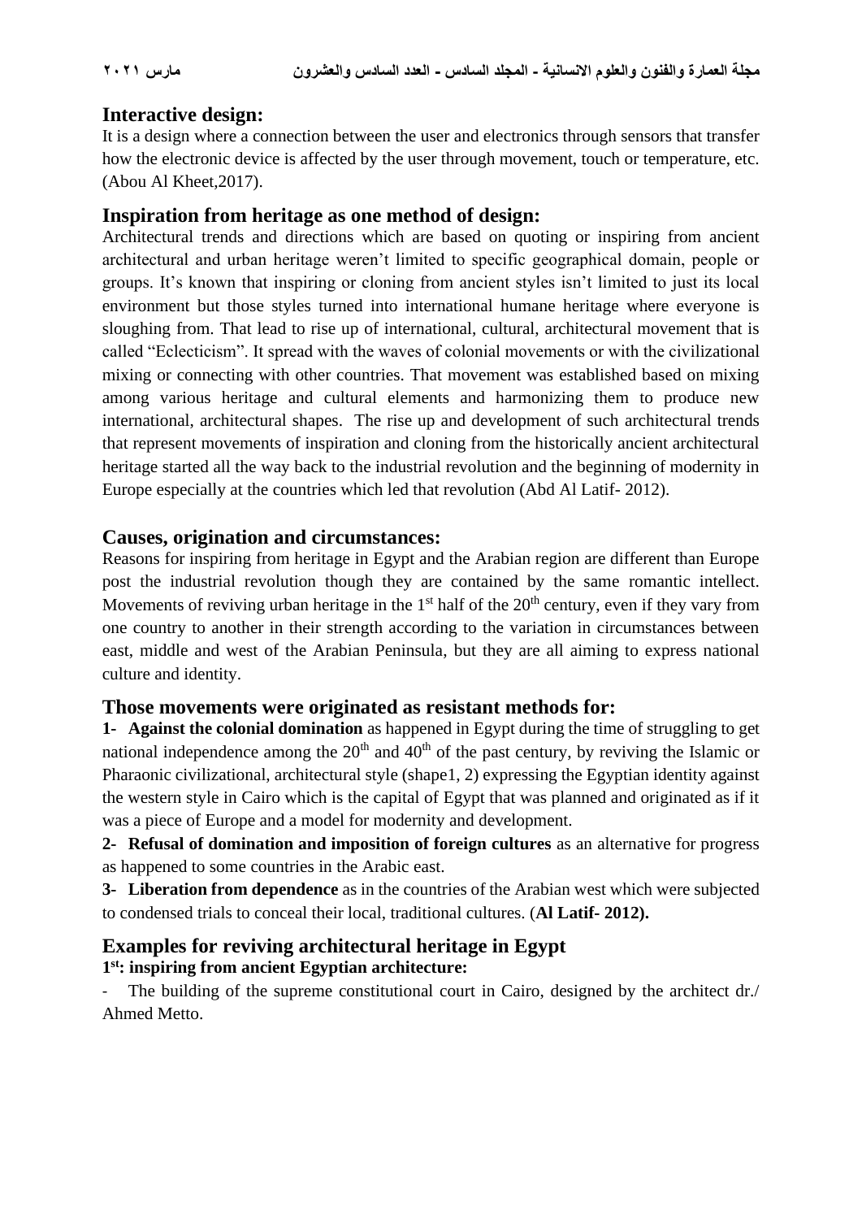## Interactive design:

It is a design where a connection between the user and electronics through sensors that transfer how the electronic device is affected by the user through movement, touch or temperature, etc. (Abou Al Kheet,2017).

## Inspiration from heritage as one method of design:

Architectural trends and directions which are based on quoting or inspiring from ancient architectural and urban heritage weren't limited to specific geographical domain, people or groups. It's known that inspiring or cloning from ancient styles isn't limited to just its local environment but those styles turned into international humane heritage where everyone is sloughing from. That lead to rise up of international, cultural, architectural movement that is called "Eclecticism". It spread with the waves of colonial movements or with the civilizational mixing or connecting with other countries. That movement was established based on mixing among various heritage and cultural elements and harmonizing them to produce new international, architectural shapes. The rise up and development of such architectural trends that represent movements of inspiration and cloning from the historically ancient architectural heritage started all the way back to the industrial revolution and the beginning of modernity in Europe especially at the countries which led that revolution (Abd Al Latif- 2012).

## Causes, origination and circumstances:

Reasons for inspiring from heritage in Egypt and the Arabian region are different than Europe post the industrial revolution though they are contained by the same romantic intellect. Movements of reviving urban heritage in the 1st half of the 20th century, even if they vary from one country to another in their strength according to the variation in circumstances between east, middle and west of the Arabian Peninsula, but they are all aiming to express national culture and identity.

## Those movements were originated as resistant methods for:

1- **Against the colonial domination** as happened in Egypt during the time of struggling to get national independence among the 20th and 40th of the past century, by reviving the Islamic or Pharaonic civilizational, architectural style (shape1, 2) expressing the Egyptian identity against the western style in Cairo which is the capital of Egypt that was planned and originated as if it was a piece of Europe and a model for modernity and development.

2- **Refusal of domination and imposition of foreign cultures** as an alternative for progress as happened to some countries in the Arabic east.

3- **Liberation from dependence** as in the countries of the Arabian west which were subjected to condensed trials to conceal their local, traditional cultures. (**Al Latif- 2012).**

## Examples for reviving architectural heritage in Egypt

### 1st: inspiring from ancient Egyptian architecture:

- The building of the supreme constitutional court in Cairo, designed by the architect dr./ Ahmed Metto.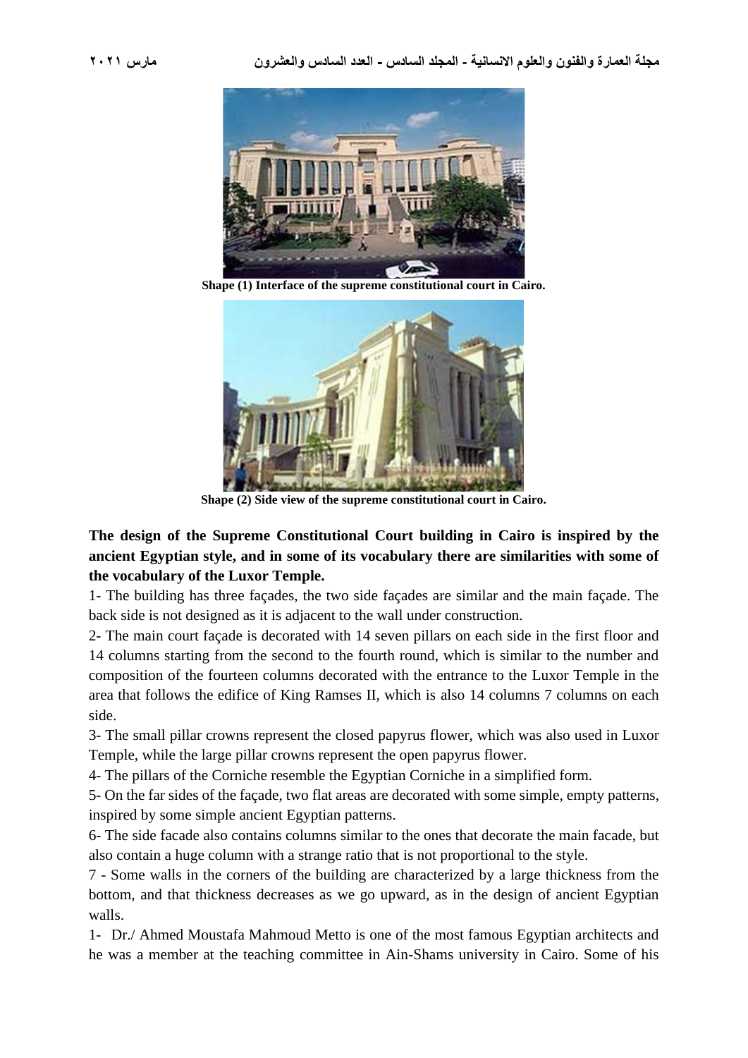Shape (1) Interface of the supreme constitutional court in Cairo.

Shape (2) Side view of the supreme constitutional court in Cairo.

**The design of the Supreme Constitutional Court building in Cairo is inspired by the ancient Egyptian style, and in some of its vocabulary there are similarities with some of the vocabulary of the Luxor Temple.**

1- The building has three façades, the two side façades are similar and the main façade. The back side is not designed as it is adjacent to the wall under construction.

2- The main court façade is decorated with 14 seven pillars on each side in the first floor and 14 columns starting from the second to the fourth round, which is similar to the number and composition of the fourteen columns decorated with the entrance to the Luxor Temple in the area that follows the edifice of King Ramses II, which is also 14 columns 7 columns on each side.

3- The small pillar crowns represent the closed papyrus flower, which was also used in Luxor Temple, while the large pillar crowns represent the open papyrus flower.

4- The pillars of the Corniche resemble the Egyptian Corniche in a simplified form.

5- On the far sides of the façade, two flat areas are decorated with some simple, empty patterns, inspired by some simple ancient Egyptian patterns.

6- The side facade also contains columns similar to the ones that decorate the main facade, but also contain a huge column with a strange ratio that is not proportional to the style.

7 - Some walls in the corners of the building are characterized by a large thickness from the bottom, and that thickness decreases as we go upward, as in the design of ancient Egyptian walls.

1- Dr./ Ahmed Moustafa Mahmoud Metto is one of the most famous Egyptian architects and he was a member at the teaching committee in Ain-Shams university in Cairo. Some of his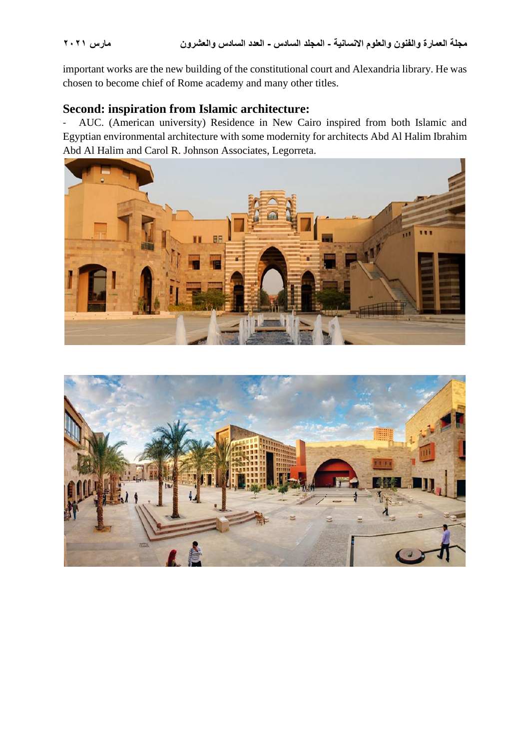important works are the new building of the constitutional court and Alexandria library. He was chosen to become chief of Rome academy and many other titles.

## Second: inspiration from Islamic architecture:

- AUC. (American university) Residence in New Cairo inspired from both Islamic and Egyptian environmental architecture with some modernity for architects Abd Al Halim Ibrahim Abd Al Halim and Carol R. Johnson Associates, Legorreta.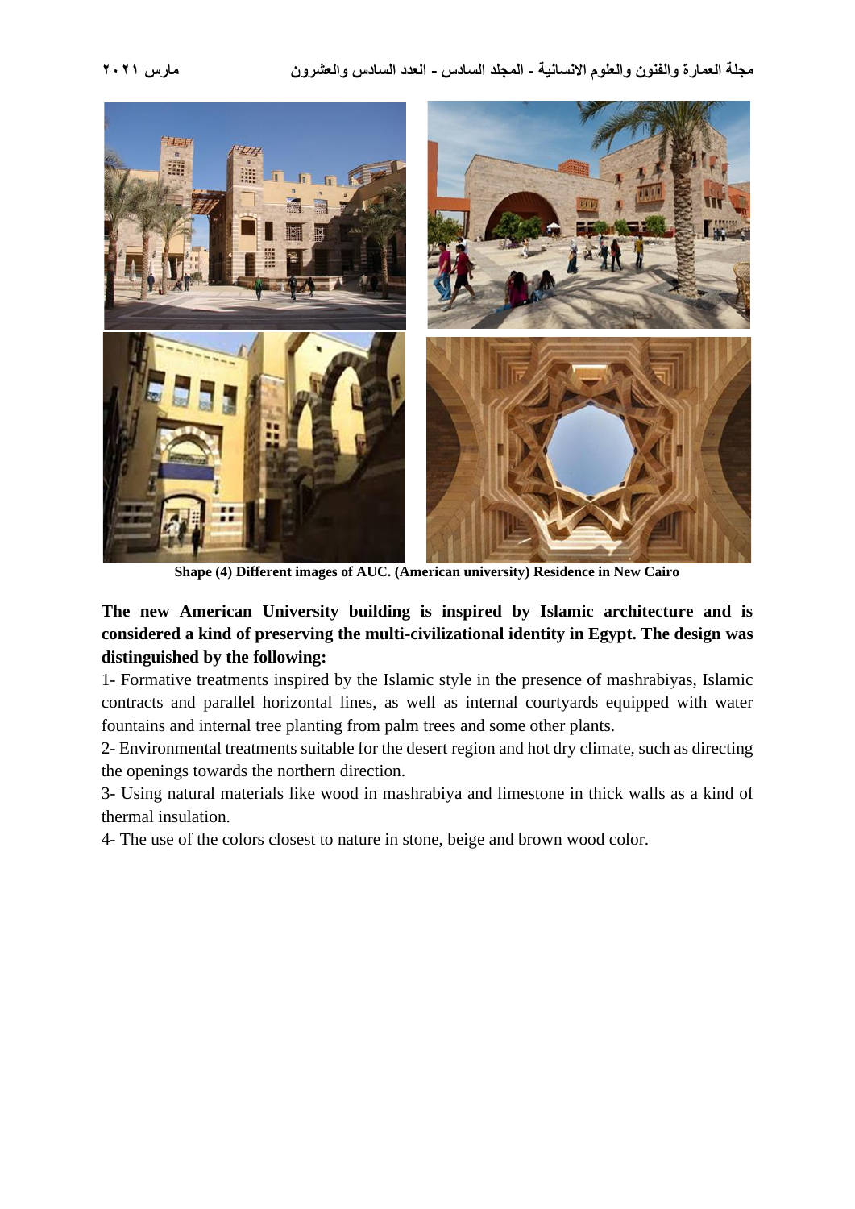Shape (4) Different images of AUC. (American university) Residence in New Cairo

**The new American University building is inspired by Islamic architecture and is considered a kind of preserving the multi-civilizational identity in Egypt. The design was distinguished by the following:**

1- Formative treatments inspired by the Islamic style in the presence of mashrabiyas, Islamic contracts and parallel horizontal lines, as well as internal courtyards equipped with water fountains and internal tree planting from palm trees and some other plants.

2- Environmental treatments suitable for the desert region and hot dry climate, such as directing the openings towards the northern direction.

3- Using natural materials like wood in mashrabiya and limestone in thick walls as a kind of thermal insulation.

4- The use of the colors closest to nature in stone, beige and brown wood color.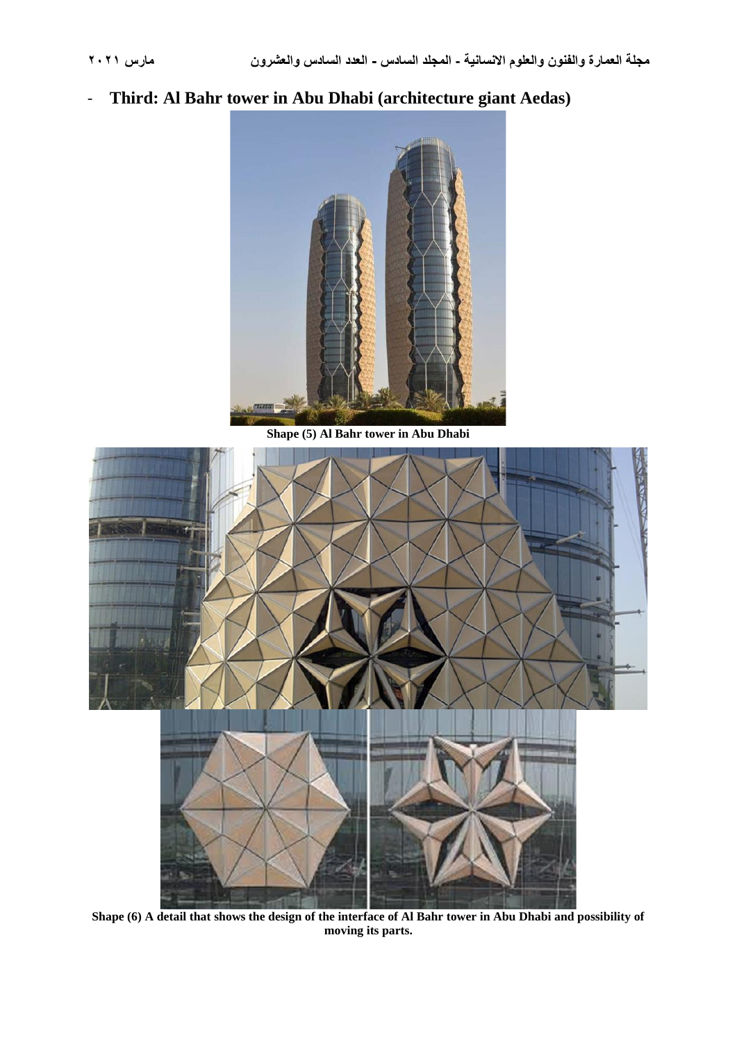- **Third: Al Bahr tower in Abu Dhabi (architecture giant Aedas)**

**Shape (5) Al Bahr tower in Abu Dhabi**

**Shape (6) A detail that shows the design of the interface of Al Bahr tower in Abu Dhabi and possibility of moving its parts.**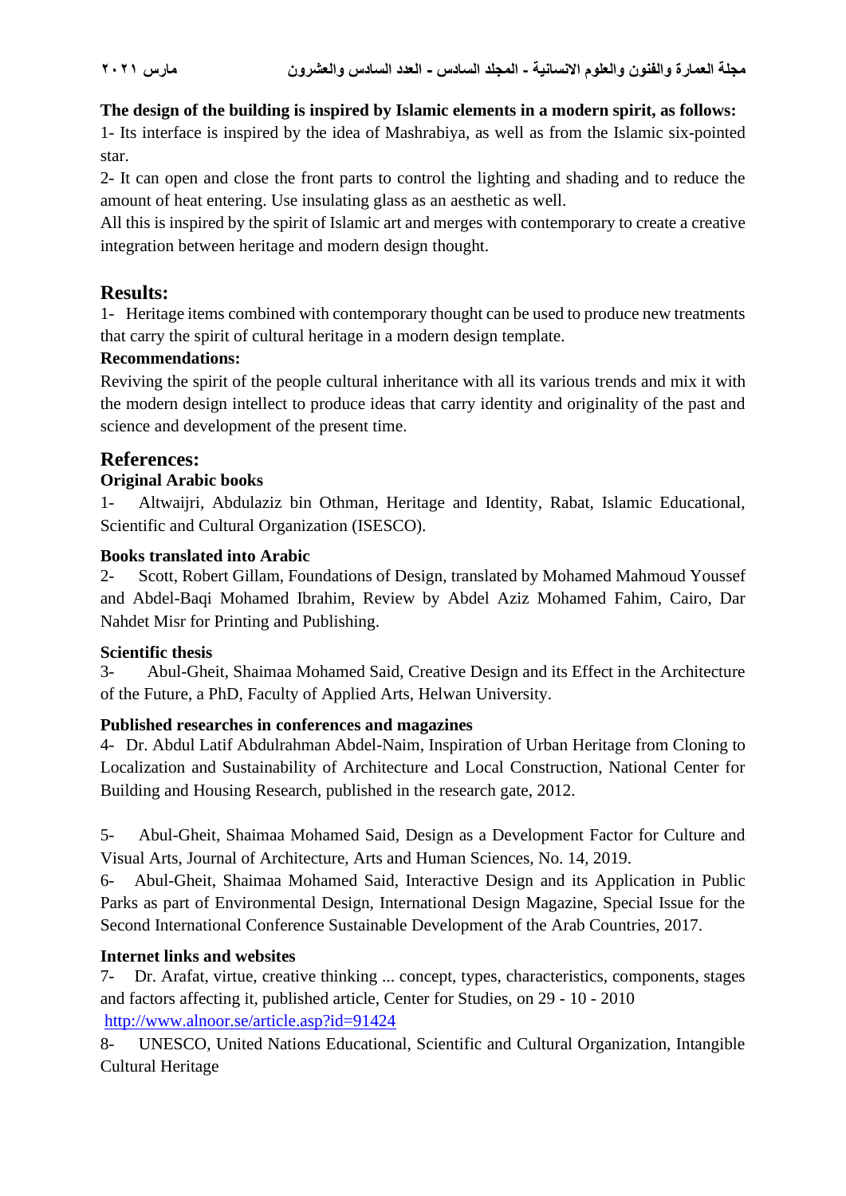**The design of the building is inspired by Islamic elements in a modern spirit, as follows:**

1- Its interface is inspired by the idea of Mashrabiya, as well as from the Islamic six-pointed star.

2- It can open and close the front parts to control the lighting and shading and to reduce the amount of heat entering. Use insulating glass as an aesthetic as well.

All this is inspired by the spirit of Islamic art and merges with contemporary to create a creative integration between heritage and modern design thought.

## Results:

1- Heritage items combined with contemporary thought can be used to produce new treatments that carry the spirit of cultural heritage in a modern design template.

**Recommendations:**

Reviving the spirit of the people cultural inheritance with all its various trends and mix it with the modern design intellect to produce ideas that carry identity and originality of the past and science and development of the present time.

## References:

**Original Arabic books**

1- Altwaijri, Abdulaziz bin Othman, Heritage and Identity, Rabat, Islamic Educational, Scientific and Cultural Organization (ISESCO).

**Books translated into Arabic**

2- Scott, Robert Gillam, Foundations of Design, translated by Mohamed Mahmoud Youssef and Abdel-Baqi Mohamed Ibrahim, Review by Abdel Aziz Mohamed Fahim, Cairo, Dar Nahdet Misr for Printing and Publishing.

**Scientific thesis**

3- Abul-Gheit, Shaimaa Mohamed Said, Creative Design and its Effect in the Architecture of the Future, a PhD, Faculty of Applied Arts, Helwan University.

**Published researches in conferences and magazines**

4- Dr. Abdul Latif Abdulrahman Abdel-Naim, Inspiration of Urban Heritage from Cloning to Localization and Sustainability of Architecture and Local Construction, National Center for Building and Housing Research, published in the research gate, 2012.

5- Abul-Gheit, Shaimaa Mohamed Said, Design as a Development Factor for Culture and Visual Arts, Journal of Architecture, Arts and Human Sciences, No. 14, 2019.

6- Abul-Gheit, Shaimaa Mohamed Said, Interactive Design and its Application in Public Parks as part of Environmental Design, International Design Magazine, Special Issue for the Second International Conference Sustainable Development of the Arab Countries, 2017.

**Internet links and websites**

7- Dr. Arafat, virtue, creative thinking ... concept, types, characteristics, components, stages and factors affecting it, published article, Center for Studies, on 29 - 10 - 2010 http://www.alnoor.se/article.asp?id=91424

8- UNESCO, United Nations Educational, Scientific and Cultural Organization, Intangible Cultural Heritage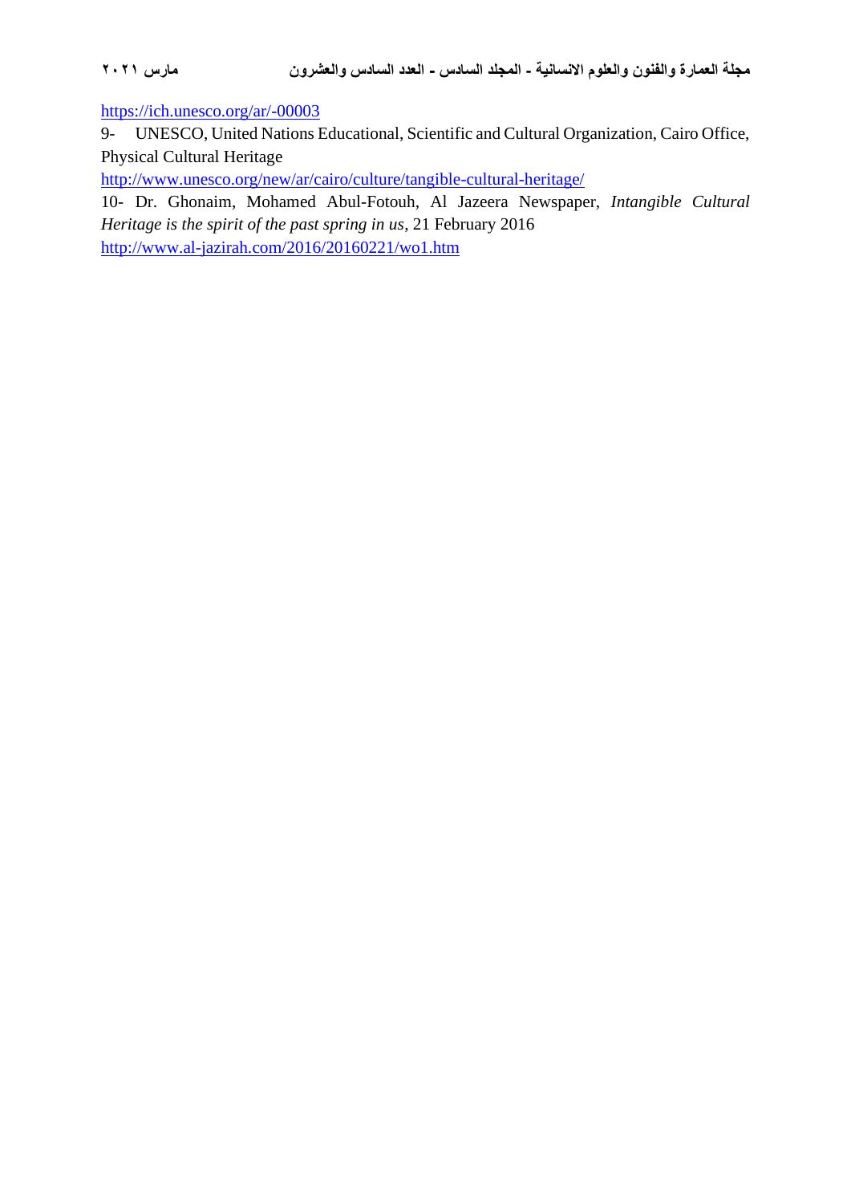https://ich.unesco.org/ar/-00003

9- UNESCO, United Nations Educational, Scientific and Cultural Organization, Cairo Office, Physical Cultural Heritage

http://www.unesco.org/new/ar/cairo/culture/tangible-cultural-heritage/

10- Dr. Ghonaim, Mohamed Abul-Fotouh, Al Jazeera Newspaper, *Intangible Cultural Heritage is the spirit of the past spring in us*, 21 February 2016

http://www.al-jazirah.com/2016/20160221/wo1.htm